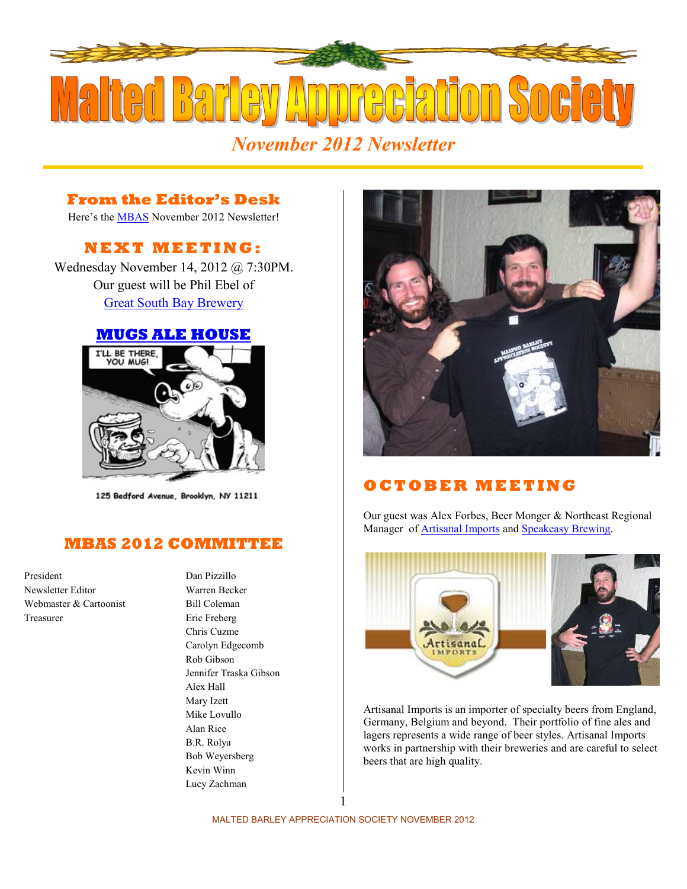# Malted Barley Appreciation Society

*November 2012 Newsletter*

## From the Editor's Desk

Here's the MBAS November 2012 Newsletter!

## NEXT MEETING:

Wednesday November 14, 2012 @ 7:30PM.
Our guest will be Phil Ebel of
Great South Bay Brewery

## MUGS ALE HOUSE

I'LL BE THERE, YOU MUG!

125 Bedford Avenue, Brooklyn, NY 11211

## MBAS 2012 COMMITTEE

| | |
|---|---|
| President | Dan Pizzillo |
| Newsletter Editor | Warren Becker |
| Webmaster & Cartoonist | Bill Coleman |
| Treasurer | Eric Freberg |
| | Chris Cuzme |
| | Carolyn Edgecomb |
| | Rob Gibson |
| | Jennifer Traska Gibson |
| | Alex Hall |
| | Mary Izett |
| | Mike Lovullo |
| | Alan Rice |
| | B.R. Rolya |
| | Bob Weyersberg |
| | Kevin Winn |
| | Lucy Zachman |

## OCTOBER MEETING

Our guest was Alex Forbes, Beer Monger & Northeast Regional Manager of Artisanal Imports and Speakeasy Brewing.

Artisanal Imports is an importer of specialty beers from England, Germany, Belgium and beyond. Their portfolio of fine ales and lagers represents a wide range of beer styles. Artisanal Imports works in partnership with their breweries and are careful to select beers that are high quality.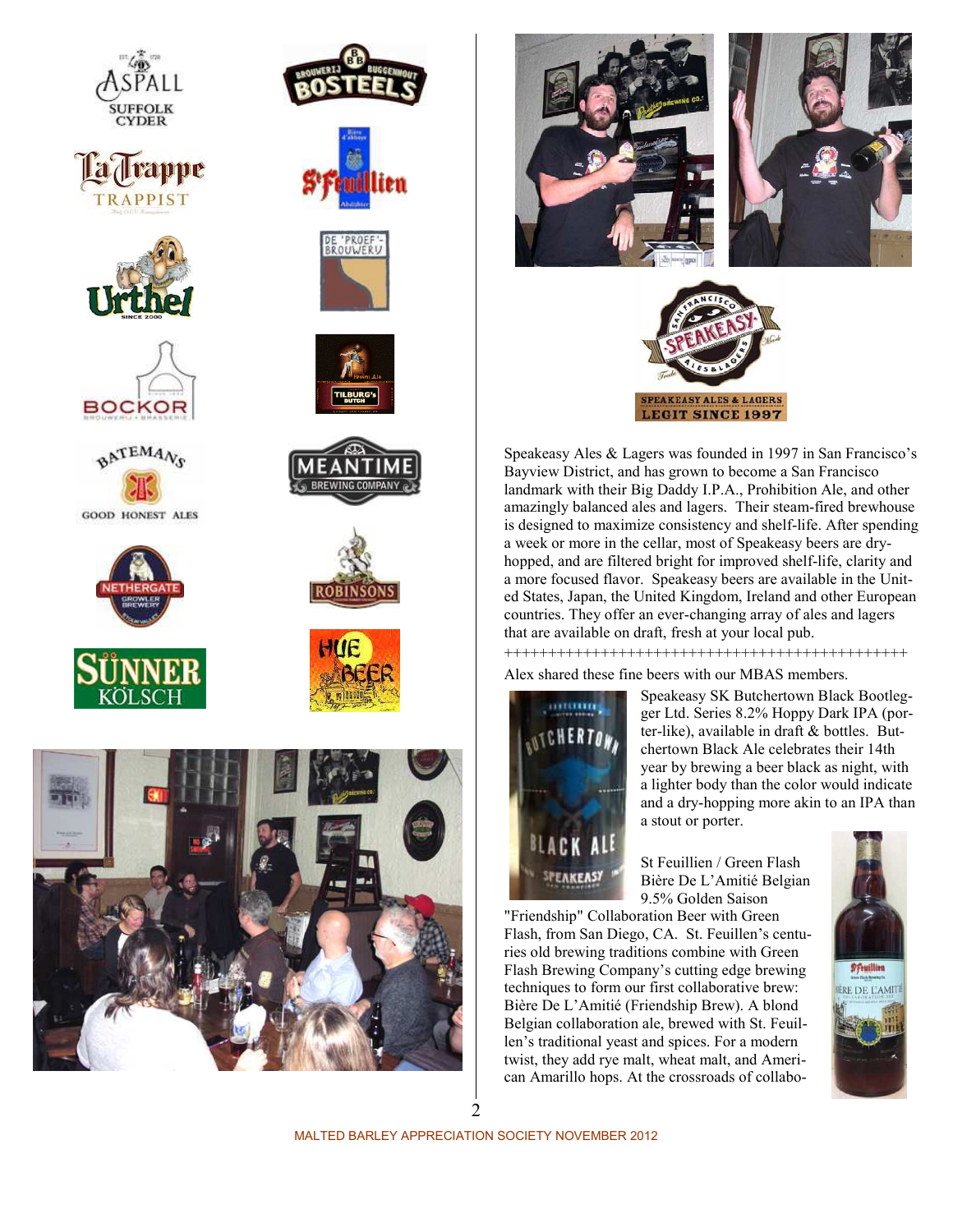Speakeasy Ales & Lagers was founded in 1997 in San Francisco's Bayview District, and has grown to become a San Francisco landmark with their Big Daddy I.P.A., Prohibition Ale, and other amazingly balanced ales and lagers. Their steam-fired brewhouse is designed to maximize consistency and shelf-life. After spending a week or more in the cellar, most of Speakeasy beers are dry-hopped, and are filtered bright for improved shelf-life, clarity and a more focused flavor. Speakeasy beers are available in the United States, Japan, the United Kingdom, Ireland and other European countries. They offer an ever-changing array of ales and lagers that are available on draft, fresh at your local pub.

++++++++++++++++++++++++++++++++++++++++++++++++

Alex shared these fine beers with our MBAS members.

Speakeasy SK Butchertown Black Bootlegger Ltd. Series 8.2% Hoppy Dark IPA (porter-like), available in draft & bottles. Butchertown Black Ale celebrates their 14th year by brewing a beer black as night, with a lighter body than the color would indicate and a dry-hopping more akin to an IPA than a stout or porter.

St Feuillien / Green Flash Bière De L'Amitié Belgian 9.5% Golden Saison "Friendship" Collaboration Beer with Green Flash, from San Diego, CA. St. Feuillen's centuries old brewing traditions combine with Green Flash Brewing Company's cutting edge brewing techniques to form our first collaborative brew: Bière De L'Amitié (Friendship Brew). A blond Belgian collaboration ale, brewed with St. Feuillen's traditional yeast and spices. For a modern twist, they add rye malt, wheat malt, and American Amarillo hops. At the crossroads of collabo-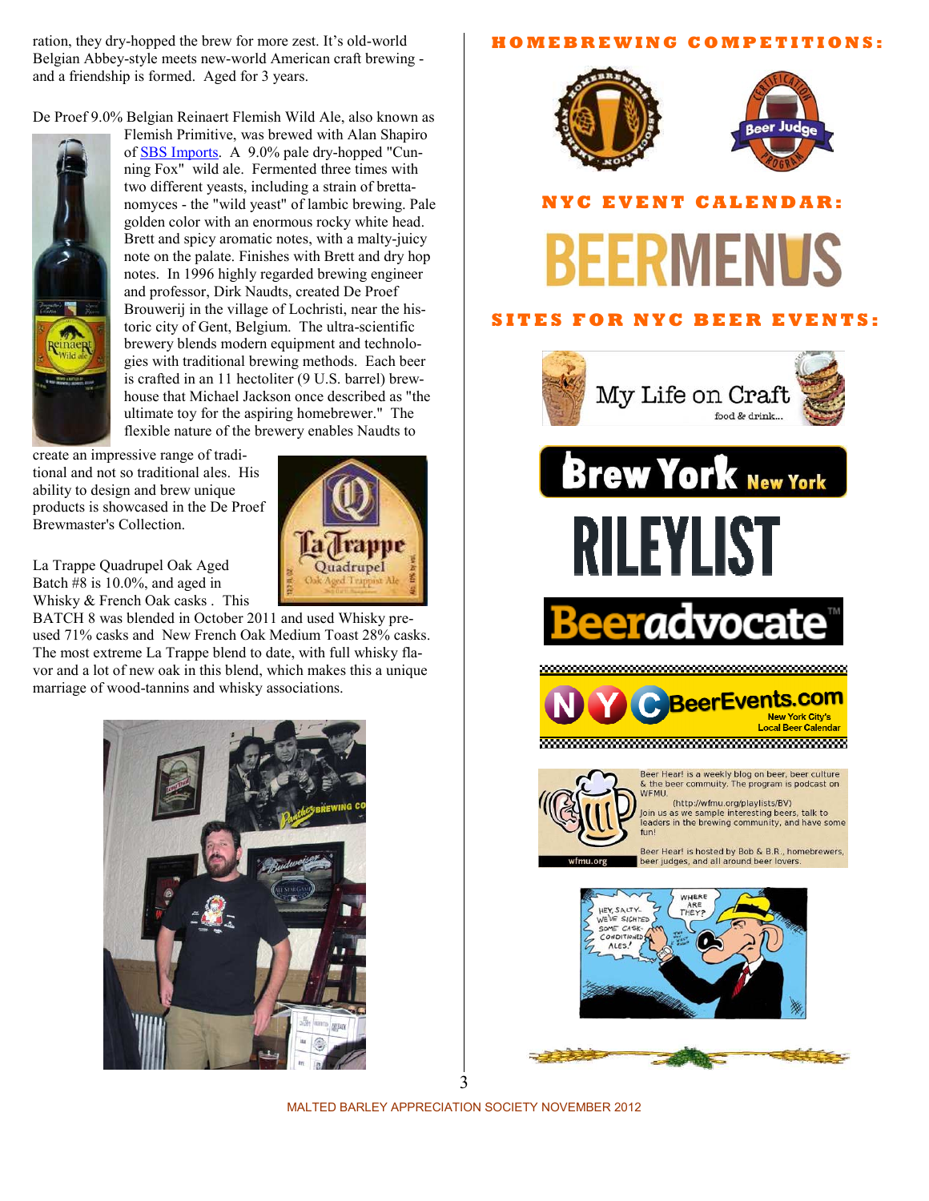ration, they dry-hopped the brew for more zest. It's old-world Belgian Abbey-style meets new-world American craft brewing - and a friendship is formed. Aged for 3 years.

De Proef 9.0% Belgian Reinaert Flemish Wild Ale, also known as Flemish Primitive, was brewed with Alan Shapiro of SBS Imports. A 9.0% pale dry-hopped "Cunning Fox" wild ale. Fermented three times with two different yeasts, including a strain of brettanomyces - the "wild yeast" of lambic brewing. Pale golden color with an enormous rocky white head. Brett and spicy aromatic notes, with a malty-juicy note on the palate. Finishes with Brett and dry hop notes. In 1996 highly regarded brewing engineer and professor, Dirk Naudts, created De Proef Brouwerij in the village of Lochristi, near the historic city of Gent, Belgium. The ultra-scientific brewery blends modern equipment and technologies with traditional brewing methods. Each beer is crafted in an 11 hectoliter (9 U.S. barrel) brewhouse that Michael Jackson once described as "the ultimate toy for the aspiring homebrewer." The flexible nature of the brewery enables Naudts to create an impressive range of traditional and not so traditional ales. His ability to design and brew unique products is showcased in the De Proef Brewmaster's Collection.

La Trappe Quadrupel Oak Aged Batch #8 is 10.0%, and aged in Whisky & French Oak casks . This BATCH 8 was blended in October 2011 and used Whisky preused 71% casks and New French Oak Medium Toast 28% casks. The most extreme La Trappe blend to date, with full whisky flavor and a lot of new oak in this blend, which makes this a unique marriage of wood-tannins and whisky associations.

## HOMEBREWING COMPETITIONS:

## NYC EVENT CALENDAR:

BEERMENUS

## SITES FOR NYC BEER EVENTS:

My Life on Craft

Brew York New York

RILEYLIST

Beeradvocate

NYCBeerEvents.com New York City's Local Beer Calendar

Beer Hear! is a weekly blog on beer, beer culture & the beer community. The program is podcast on WFMU.

(http://wfmu.org/playlists/BV)

Join us as we sample interesting beers, talk to leaders in the brewing community, and have some fun!

Beer Hear! is hosted by Bob & B.R., homebrewers, beer judges, and all around beer lovers.

MALTED BARLEY APPRECIATION SOCIETY NOVEMBER 2012